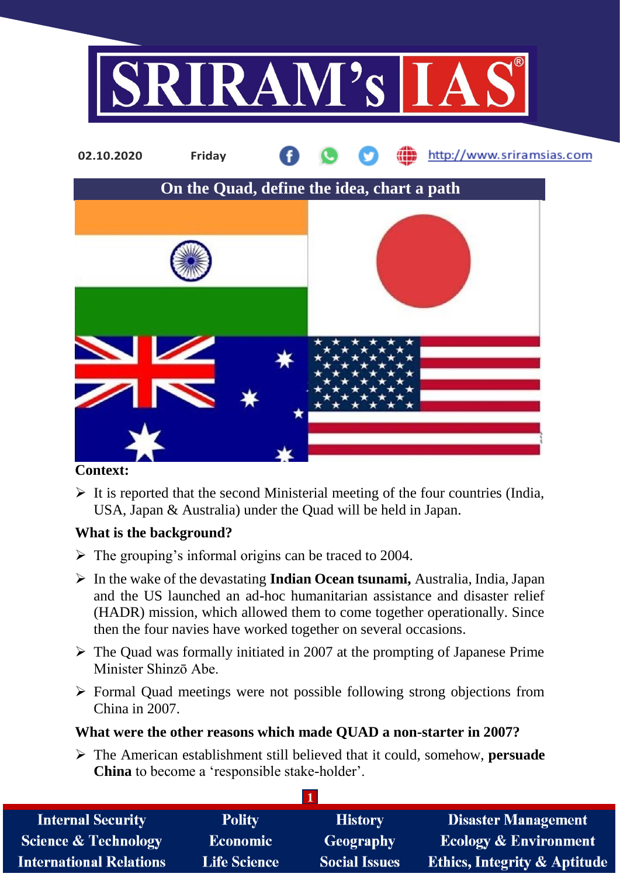02.10.2020 Friday http://www.sriramsias.com

# On the Quad, define the idea, chart a path

**Context:**

- It is reported that the second Ministerial meeting of the four countries (India, USA, Japan & Australia) under the Quad will be held in Japan.

**What is the background?**

- The grouping's informal origins can be traced to 2004.
- In the wake of the devastating **Indian Ocean tsunami,** Australia, India, Japan and the US launched an ad-hoc humanitarian assistance and disaster relief (HADR) mission, which allowed them to come together operationally. Since then the four navies have worked together on several occasions.
- The Quad was formally initiated in 2007 at the prompting of Japanese Prime Minister Shinzō Abe.
- Formal Quad meetings were not possible following strong objections from China in 2007.

**What were the other reasons which made QUAD a non-starter in 2007?**

- The American establishment still believed that it could, somehow, **persuade China** to become a 'responsible stake-holder'.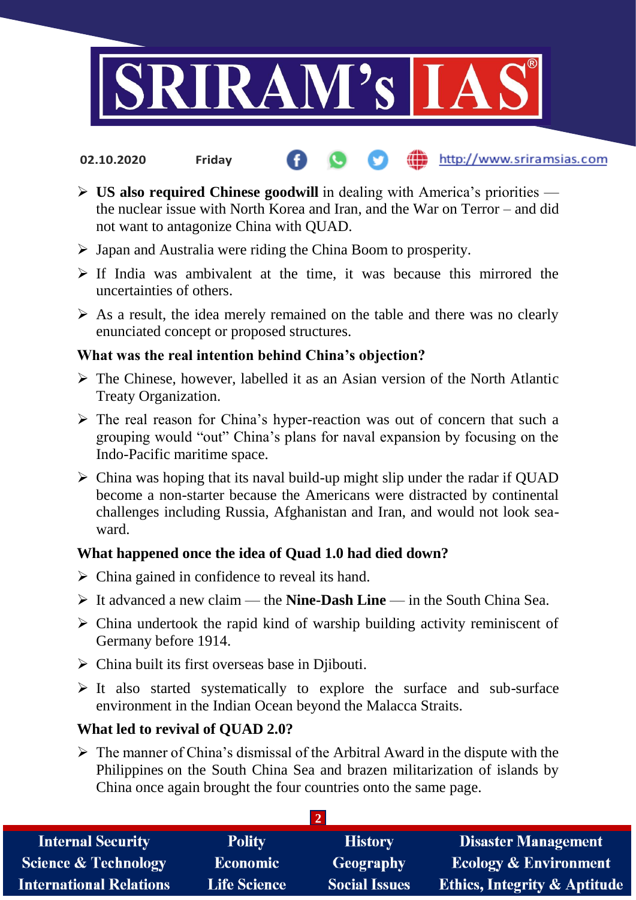- **US also required Chinese goodwill** in dealing with America's priorities — the nuclear issue with North Korea and Iran, and the War on Terror – and did not want to antagonize China with QUAD.
- Japan and Australia were riding the China Boom to prosperity.
- If India was ambivalent at the time, it was because this mirrored the uncertainties of others.
- As a result, the idea merely remained on the table and there was no clearly enunciated concept or proposed structures.

**What was the real intention behind China's objection?**

- The Chinese, however, labelled it as an Asian version of the North Atlantic Treaty Organization.
- The real reason for China's hyper-reaction was out of concern that such a grouping would "out" China's plans for naval expansion by focusing on the Indo-Pacific maritime space.
- China was hoping that its naval build-up might slip under the radar if QUAD become a non-starter because the Americans were distracted by continental challenges including Russia, Afghanistan and Iran, and would not look sea-ward.

**What happened once the idea of Quad 1.0 had died down?**

- China gained in confidence to reveal its hand.
- It advanced a new claim — the **Nine-Dash Line** — in the South China Sea.
- China undertook the rapid kind of warship building activity reminiscent of Germany before 1914.
- China built its first overseas base in Djibouti.
- It also started systematically to explore the surface and sub-surface environment in the Indian Ocean beyond the Malacca Straits.

**What led to revival of QUAD 2.0?**

- The manner of China's dismissal of the Arbitral Award in the dispute with the Philippines on the South China Sea and brazen militarization of islands by China once again brought the four countries onto the same page.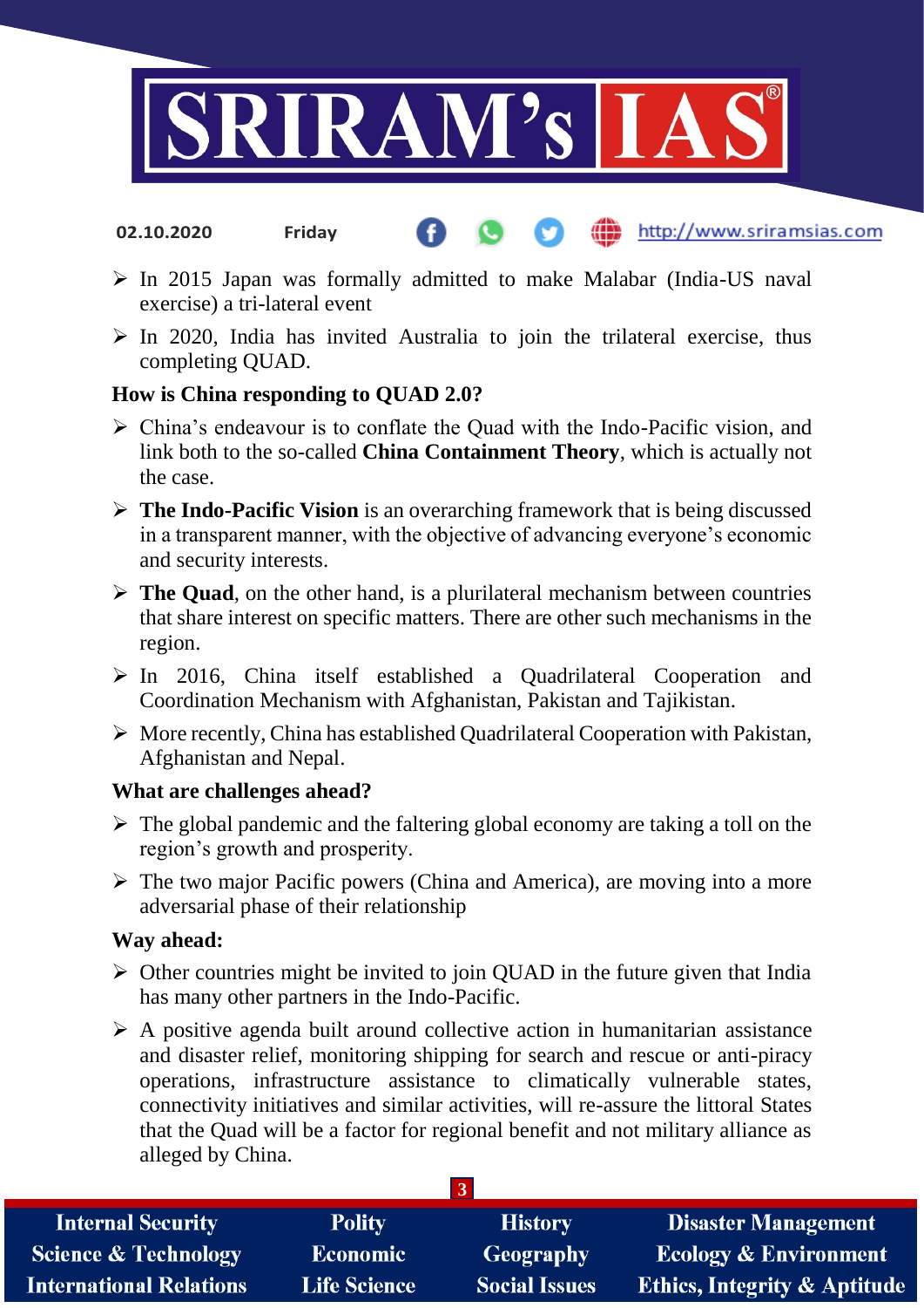- In 2015 Japan was formally admitted to make Malabar (India-US naval exercise) a tri-lateral event
- In 2020, India has invited Australia to join the trilateral exercise, thus completing QUAD.

**How is China responding to QUAD 2.0?**

- China's endeavour is to conflate the Quad with the Indo-Pacific vision, and link both to the so-called **China Containment Theory**, which is actually not the case.
- **The Indo-Pacific Vision** is an overarching framework that is being discussed in a transparent manner, with the objective of advancing everyone's economic and security interests.
- **The Quad**, on the other hand, is a plurilateral mechanism between countries that share interest on specific matters. There are other such mechanisms in the region.
- In 2016, China itself established a Quadrilateral Cooperation and Coordination Mechanism with Afghanistan, Pakistan and Tajikistan.
- More recently, China has established Quadrilateral Cooperation with Pakistan, Afghanistan and Nepal.

**What are challenges ahead?**

- The global pandemic and the faltering global economy are taking a toll on the region's growth and prosperity.
- The two major Pacific powers (China and America), are moving into a more adversarial phase of their relationship

**Way ahead:**

- Other countries might be invited to join QUAD in the future given that India has many other partners in the Indo-Pacific.
- A positive agenda built around collective action in humanitarian assistance and disaster relief, monitoring shipping for search and rescue or anti-piracy operations, infrastructure assistance to climatically vulnerable states, connectivity initiatives and similar activities, will re-assure the littoral States that the Quad will be a factor for regional benefit and not military alliance as alleged by China.